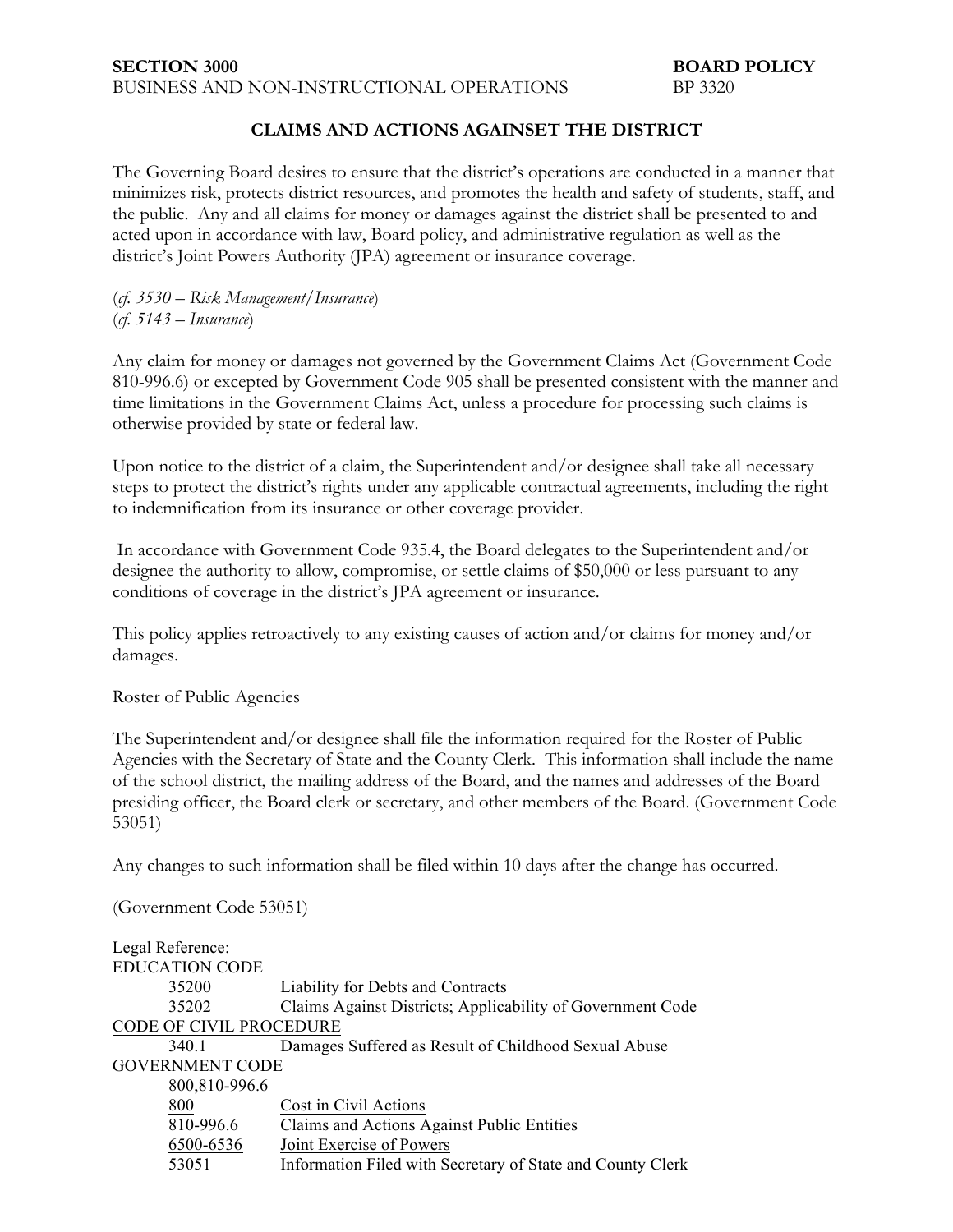**SECTION 3000** **BOARD POLICY**
BUSINESS AND NON-INSTRUCTIONAL OPERATIONS BP 3320

# CLAIMS AND ACTIONS AGAINSET THE DISTRICT

The Governing Board desires to ensure that the district's operations are conducted in a manner that minimizes risk, protects district resources, and promotes the health and safety of students, staff, and the public. Any and all claims for money or damages against the district shall be presented to and acted upon in accordance with law, Board policy, and administrative regulation as well as the district's Joint Powers Authority (JPA) agreement or insurance coverage.

(*cf. 3530 – Risk Management/Insurance*)
(*cf. 5143 – Insurance*)

Any claim for money or damages not governed by the Government Claims Act (Government Code 810-996.6) or excepted by Government Code 905 shall be presented consistent with the manner and time limitations in the Government Claims Act, unless a procedure for processing such claims is otherwise provided by state or federal law.

Upon notice to the district of a claim, the Superintendent and/or designee shall take all necessary steps to protect the district's rights under any applicable contractual agreements, including the right to indemnification from its insurance or other coverage provider.

In accordance with Government Code 935.4, the Board delegates to the Superintendent and/or designee the authority to allow, compromise, or settle claims of $50,000 or less pursuant to any conditions of coverage in the district's JPA agreement or insurance.

This policy applies retroactively to any existing causes of action and/or claims for money and/or damages.

Roster of Public Agencies

The Superintendent and/or designee shall file the information required for the Roster of Public Agencies with the Secretary of State and the County Clerk. This information shall include the name of the school district, the mailing address of the Board, and the names and addresses of the Board presiding officer, the Board clerk or secretary, and other members of the Board. (Government Code 53051)

Any changes to such information shall be filed within 10 days after the change has occurred.

(Government Code 53051)

Legal Reference:

EDUCATION CODE

| | |
|---|---|
| 35200 | Liability for Debts and Contracts |
| 35202 | Claims Against Districts; Applicability of Government Code |

CODE OF CIVIL PROCEDURE

| | |
|---|---|
| 340.1 | Damages Suffered as Result of Childhood Sexual Abuse |

GOVERNMENT CODE

| | |
|---|---|
| ~~800,810-996.6~~ | |
| 800 | Cost in Civil Actions |
| 810-996.6 | Claims and Actions Against Public Entities |
| 6500-6536 | Joint Exercise of Powers |
| 53051 | Information Filed with Secretary of State and County Clerk |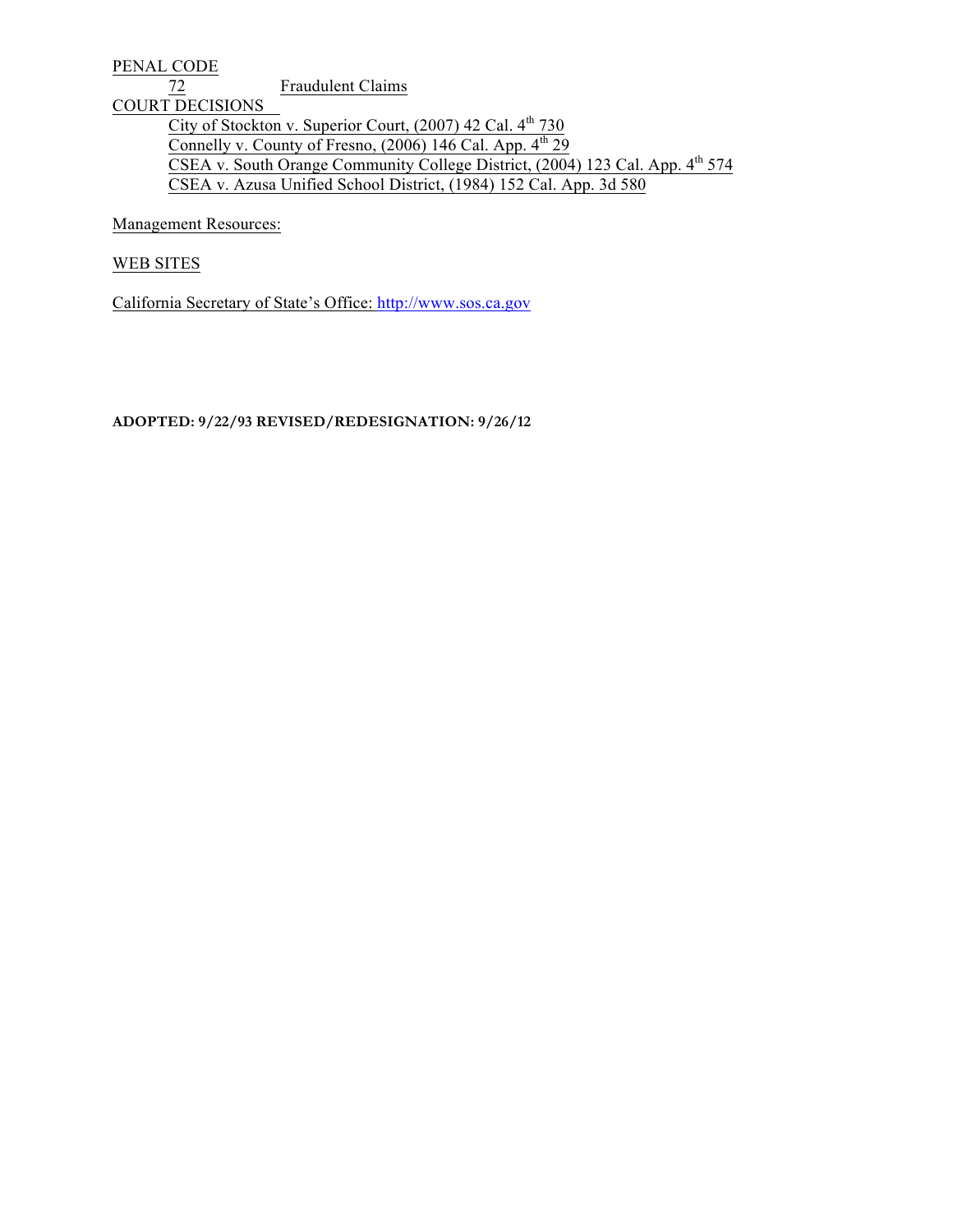PENAL CODE

72 Fraudulent Claims

COURT DECISIONS

City of Stockton v. Superior Court, (2007) 42 Cal. 4th 730

Connelly v. County of Fresno, (2006) 146 Cal. App. 4th 29

CSEA v. South Orange Community College District, (2004) 123 Cal. App. 4th 574

CSEA v. Azusa Unified School District, (1984) 152 Cal. App. 3d 580

Management Resources:

WEB SITES

California Secretary of State's Office: http://www.sos.ca.gov

**ADOPTED: 9/22/93 REVISED/REDESIGNATION: 9/26/12**